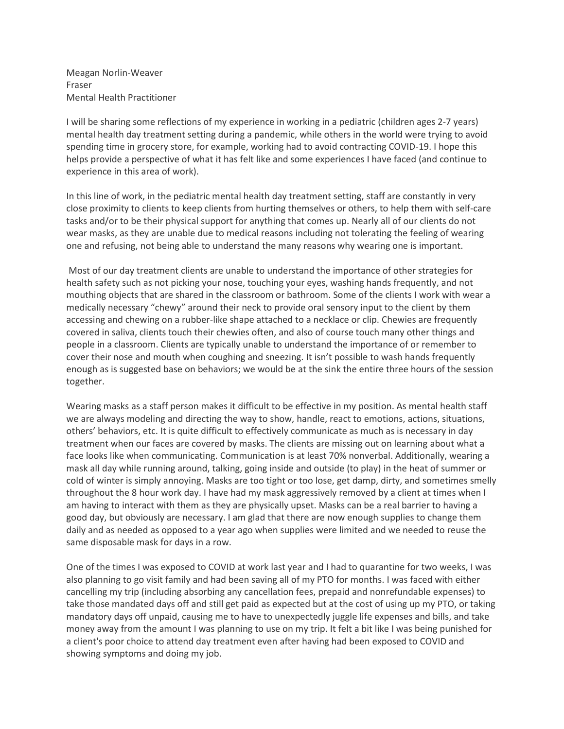Meagan Norlin-Weaver
Fraser
Mental Health Practitioner

I will be sharing some reflections of my experience in working in a pediatric (children ages 2-7 years) mental health day treatment setting during a pandemic, while others in the world were trying to avoid spending time in grocery store, for example, working had to avoid contracting COVID-19. I hope this helps provide a perspective of what it has felt like and some experiences I have faced (and continue to experience in this area of work).

In this line of work, in the pediatric mental health day treatment setting, staff are constantly in very close proximity to clients to keep clients from hurting themselves or others, to help them with self-care tasks and/or to be their physical support for anything that comes up. Nearly all of our clients do not wear masks, as they are unable due to medical reasons including not tolerating the feeling of wearing one and refusing, not being able to understand the many reasons why wearing one is important.

Most of our day treatment clients are unable to understand the importance of other strategies for health safety such as not picking your nose, touching your eyes, washing hands frequently, and not mouthing objects that are shared in the classroom or bathroom. Some of the clients I work with wear a medically necessary "chewy" around their neck to provide oral sensory input to the client by them accessing and chewing on a rubber-like shape attached to a necklace or clip. Chewies are frequently covered in saliva, clients touch their chewies often, and also of course touch many other things and people in a classroom. Clients are typically unable to understand the importance of or remember to cover their nose and mouth when coughing and sneezing. It isn't possible to wash hands frequently enough as is suggested base on behaviors; we would be at the sink the entire three hours of the session together.

Wearing masks as a staff person makes it difficult to be effective in my position. As mental health staff we are always modeling and directing the way to show, handle, react to emotions, actions, situations, others' behaviors, etc. It is quite difficult to effectively communicate as much as is necessary in day treatment when our faces are covered by masks. The clients are missing out on learning about what a face looks like when communicating. Communication is at least 70% nonverbal. Additionally, wearing a mask all day while running around, talking, going inside and outside (to play) in the heat of summer or cold of winter is simply annoying. Masks are too tight or too lose, get damp, dirty, and sometimes smelly throughout the 8 hour work day. I have had my mask aggressively removed by a client at times when I am having to interact with them as they are physically upset. Masks can be a real barrier to having a good day, but obviously are necessary. I am glad that there are now enough supplies to change them daily and as needed as opposed to a year ago when supplies were limited and we needed to reuse the same disposable mask for days in a row.

One of the times I was exposed to COVID at work last year and I had to quarantine for two weeks, I was also planning to go visit family and had been saving all of my PTO for months. I was faced with either cancelling my trip (including absorbing any cancellation fees, prepaid and nonrefundable expenses) to take those mandated days off and still get paid as expected but at the cost of using up my PTO, or taking mandatory days off unpaid, causing me to have to unexpectedly juggle life expenses and bills, and take money away from the amount I was planning to use on my trip. It felt a bit like I was being punished for a client's poor choice to attend day treatment even after having had been exposed to COVID and showing symptoms and doing my job.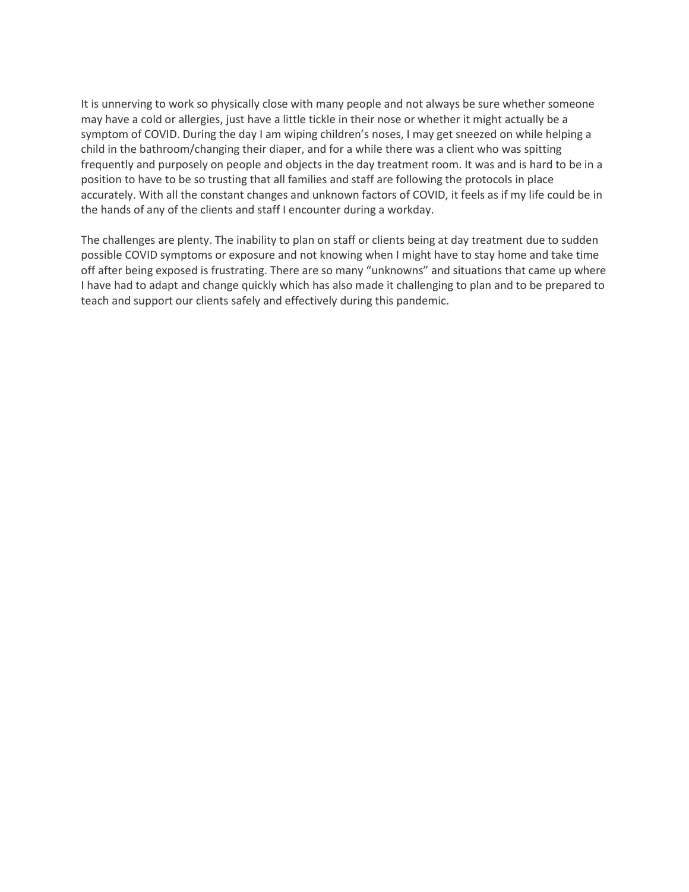It is unnerving to work so physically close with many people and not always be sure whether someone may have a cold or allergies, just have a little tickle in their nose or whether it might actually be a symptom of COVID. During the day I am wiping children's noses, I may get sneezed on while helping a child in the bathroom/changing their diaper, and for a while there was a client who was spitting frequently and purposely on people and objects in the day treatment room. It was and is hard to be in a position to have to be so trusting that all families and staff are following the protocols in place accurately. With all the constant changes and unknown factors of COVID, it feels as if my life could be in the hands of any of the clients and staff I encounter during a workday.

The challenges are plenty. The inability to plan on staff or clients being at day treatment due to sudden possible COVID symptoms or exposure and not knowing when I might have to stay home and take time off after being exposed is frustrating. There are so many "unknowns" and situations that came up where I have had to adapt and change quickly which has also made it challenging to plan and to be prepared to teach and support our clients safely and effectively during this pandemic.